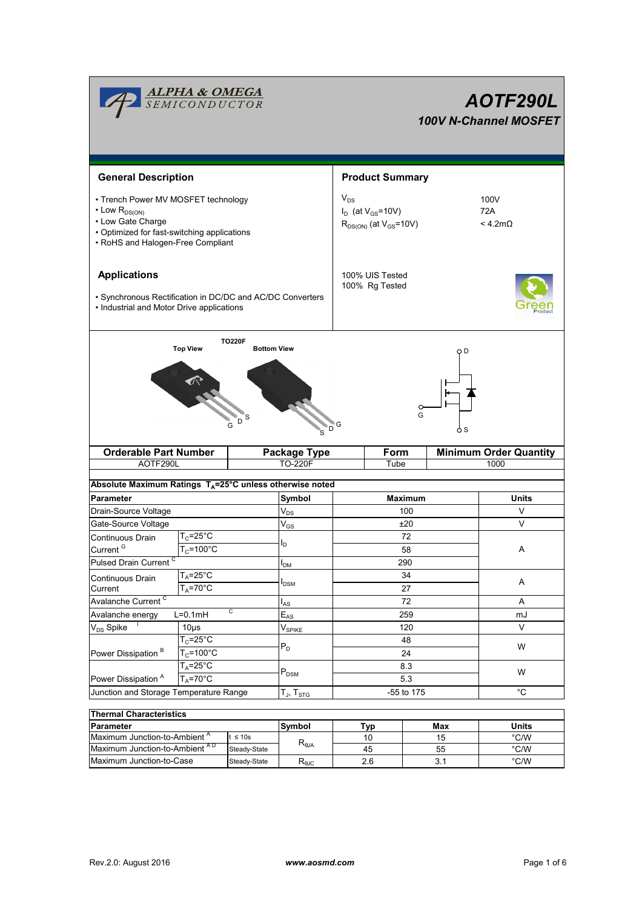# AOTF290L

## 100V N-Channel MOSFET

### General Description

- Trench Power MV MOSFET technology
- Low $R_{DS(ON)}$
- Low Gate Charge
- Optimized for fast-switching applications
- RoHS and Halogen-Free Compliant

### Product Summary

| | |
|---|---|
| $V_{DS}$ | 100V |
| $I_D$ (at $V_{GS}$=10V) | 72A |
| $R_{DS(ON)}$ (at $V_{GS}$=10V) | < 4.2mΩ |

100% UIS Tested
100% Rg Tested

### Applications

- Synchronous Rectification in DC/DC and AC/DC Converters
- Industrial and Motor Drive applications

TO220F

Top View — G D S

Bottom View — S D G

| Orderable Part Number | Package Type | Form | Minimum Order Quantity |
|---|---|---|---|
| AOTF290L | TO-220F | Tube | 1000 |

**Absolute Maximum Ratings $T_A$=25°C unless otherwise noted**

| Parameter | | Symbol | Maximum | Units |
|---|---|---|---|---|
| Drain-Source Voltage | | $V_{DS}$ | 100 | V |
| Gate-Source Voltage | | $V_{GS}$ | ±20 | V |
| Continuous Drain Current [G] | $T_C$=25°C | $I_D$ | 72 | A |
| | $T_C$=100°C | | 58 | |
| Pulsed Drain Current [C] | | $I_{DM}$ | 290 | |
| Continuous Drain Current | $T_A$=25°C | $I_{DSM}$ | 34 | A |
| | $T_A$=70°C | | 27 | |
| Avalanche Current [C] | | $I_{AS}$ | 72 | A |
| Avalanche energy | L=0.1mH [C] | $E_{AS}$ | 259 | mJ |
| $V_{DS}$ Spike [I] | 10µs | $V_{SPIKE}$ | 120 | V |
| Power Dissipation [B] | $T_C$=25°C | $P_D$ | 48 | W |
| | $T_C$=100°C | | 24 | |
| Power Dissipation [A] | $T_A$=25°C | $P_{DSM}$ | 8.3 | W |
| | $T_A$=70°C | | 5.3 | |
| Junction and Storage Temperature Range | | $T_J$, $T_{STG}$ | -55 to 175 | °C |

**Thermal Characteristics**

| Parameter | | Symbol | Typ | Max | Units |
|---|---|---|---|---|---|
| Maximum Junction-to-Ambient [A] | t ≤ 10s | $R_{\theta JA}$ | 10 | 15 | °C/W |
| Maximum Junction-to-Ambient [A D] | Steady-State | | 45 | 55 | °C/W |
| Maximum Junction-to-Case | Steady-State | $R_{\theta JC}$ | 2.6 | 3.1 | °C/W |

Rev.2.0: August 2016 www.aosmd.com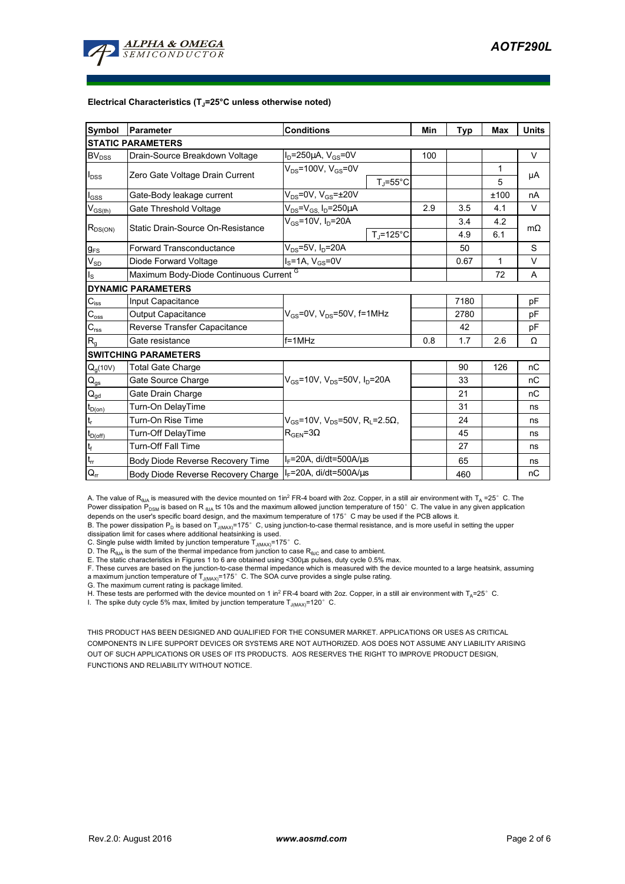**Electrical Characteristics ($T_J$=25°C unless otherwise noted)**

| Symbol | Parameter | Conditions | | Min | Typ | Max | Units |
|---|---|---|---|---|---|---|---|
| **STATIC PARAMETERS** | | | | | | | |
| $BV_{DSS}$ | Drain-Source Breakdown Voltage | $I_D$=250µA, $V_{GS}$=0V | | 100 | | | V |
| $I_{DSS}$ | Zero Gate Voltage Drain Current | $V_{DS}$=100V, $V_{GS}$=0V | | | | 1 | µA |
| | | | $T_J$=55°C | | | 5 | |
| $I_{GSS}$ | Gate-Body leakage current | $V_{DS}$=0V, $V_{GS}$=±20V | | | | ±100 | nA |
| $V_{GS(th)}$ | Gate Threshold Voltage | $V_{DS}$=$V_{GS}$, $I_D$=250µA | | 2.9 | 3.5 | 4.1 | V |
| $R_{DS(ON)}$ | Static Drain-Source On-Resistance | $V_{GS}$=10V, $I_D$=20A | | | 3.4 | 4.2 | mΩ |
| | | | $T_J$=125°C | | 4.9 | 6.1 | |
| $g_{FS}$ | Forward Transconductance | $V_{DS}$=5V, $I_D$=20A | | | 50 | | S |
| $V_{SD}$ | Diode Forward Voltage | $I_S$=1A, $V_{GS}$=0V | | | 0.67 | 1 | V |
| $I_S$ | Maximum Body-Diode Continuous Current [G] | | | | | 72 | A |
| **DYNAMIC PARAMETERS** | | | | | | | |
| $C_{iss}$ | Input Capacitance | $V_{GS}$=0V, $V_{DS}$=50V, f=1MHz | | | 7180 | | pF |
| $C_{oss}$ | Output Capacitance | | | | 2780 | | pF |
| $C_{rss}$ | Reverse Transfer Capacitance | | | | 42 | | pF |
| $R_g$ | Gate resistance | f=1MHz | | 0.8 | 1.7 | 2.6 | Ω |
| **SWITCHING PARAMETERS** | | | | | | | |
| $Q_g$(10V) | Total Gate Charge | $V_{GS}$=10V, $V_{DS}$=50V, $I_D$=20A | | | 90 | 126 | nC |
| $Q_{gs}$ | Gate Source Charge | | | | 33 | | nC |
| $Q_{gd}$ | Gate Drain Charge | | | | 21 | | nC |
| $t_{D(on)}$ | Turn-On DelayTime | $V_{GS}$=10V, $V_{DS}$=50V, $R_L$=2.5Ω, $R_{GEN}$=3Ω | | | 31 | | ns |
| $t_r$ | Turn-On Rise Time | | | | 24 | | ns |
| $t_{D(off)}$ | Turn-Off DelayTime | | | | 45 | | ns |
| $t_f$ | Turn-Off Fall Time | | | | 27 | | ns |
| $t_{rr}$ | Body Diode Reverse Recovery Time | $I_F$=20A, di/dt=500A/µs | | | 65 | | ns |
| $Q_{rr}$ | Body Diode Reverse Recovery Charge | $I_F$=20A, di/dt=500A/µs | | | 460 | | nC |

A. The value of $R_{\theta JA}$ is measured with the device mounted on 1in² FR-4 board with 2oz. Copper, in a still air environment with $T_A$ =25° C. The Power dissipation $P_{DSM}$ is based on $R_{\theta JA}$ t≤ 10s and the maximum allowed junction temperature of 150° C. The value in any given application depends on the user's specific board design, and the maximum temperature of 175° C may be used if the PCB allows it.
B. The power dissipation $P_D$ is based on $T_{J(MAX)}$=175° C, using junction-to-case thermal resistance, and is more useful in setting the upper dissipation limit for cases where additional heatsinking is used.
C. Single pulse width limited by junction temperature $T_{J(MAX)}$=175° C.
D. The $R_{\theta JA}$ is the sum of the thermal impedance from junction to case $R_{\theta JC}$ and case to ambient.
E. The static characteristics in Figures 1 to 6 are obtained using <300µs pulses, duty cycle 0.5% max.
F. These curves are based on the junction-to-case thermal impedance which is measured with the device mounted to a large heatsink, assuming a maximum junction temperature of $T_{J(MAX)}$=175° C. The SOA curve provides a single pulse rating.
G. The maximum current rating is package limited.
H. These tests are performed with the device mounted on 1 in² FR-4 board with 2oz. Copper, in a still air environment with $T_A$=25° C.
I. The spike duty cycle 5% max, limited by junction temperature $T_{J(MAX)}$=120° C.

THIS PRODUCT HAS BEEN DESIGNED AND QUALIFIED FOR THE CONSUMER MARKET. APPLICATIONS OR USES AS CRITICAL COMPONENTS IN LIFE SUPPORT DEVICES OR SYSTEMS ARE NOT AUTHORIZED. AOS DOES NOT ASSUME ANY LIABILITY ARISING OUT OF SUCH APPLICATIONS OR USES OF ITS PRODUCTS. AOS RESERVES THE RIGHT TO IMPROVE PRODUCT DESIGN, FUNCTIONS AND RELIABILITY WITHOUT NOTICE.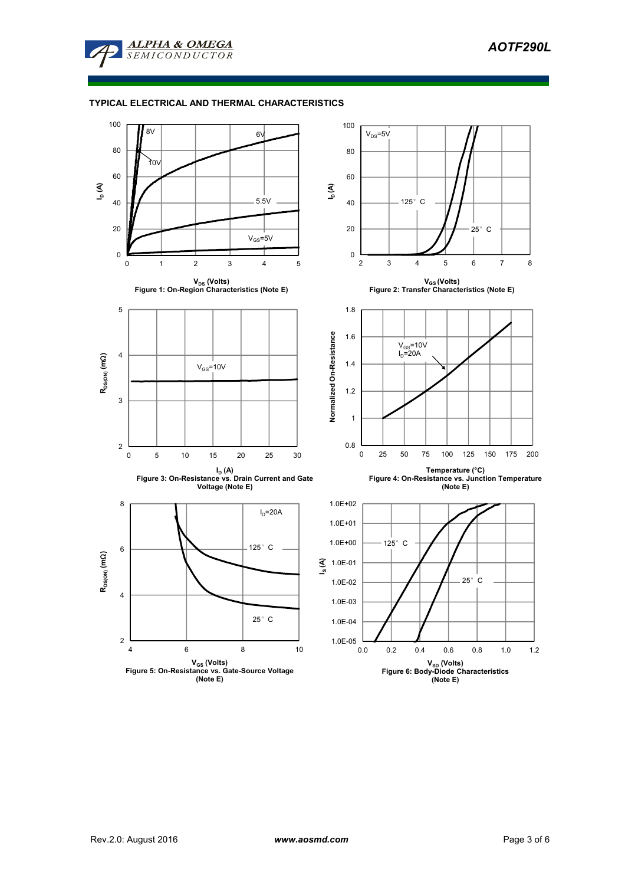## TYPICAL ELECTRICAL AND THERMAL CHARACTERISTICS

$V_{DS}$ (Volts)
Figure 1: On-Region Characteristics (Note E)

$V_{GS}$ (Volts)
Figure 2: Transfer Characteristics (Note E)

$I_D$ (A)
Figure 3: On-Resistance vs. Drain Current and Gate Voltage (Note E)

Temperature (°C)
Figure 4: On-Resistance vs. Junction Temperature (Note E)

$V_{GS}$ (Volts)
Figure 5: On-Resistance vs. Gate-Source Voltage (Note E)

$V_{SD}$ (Volts)
Figure 6: Body-Diode Characteristics (Note E)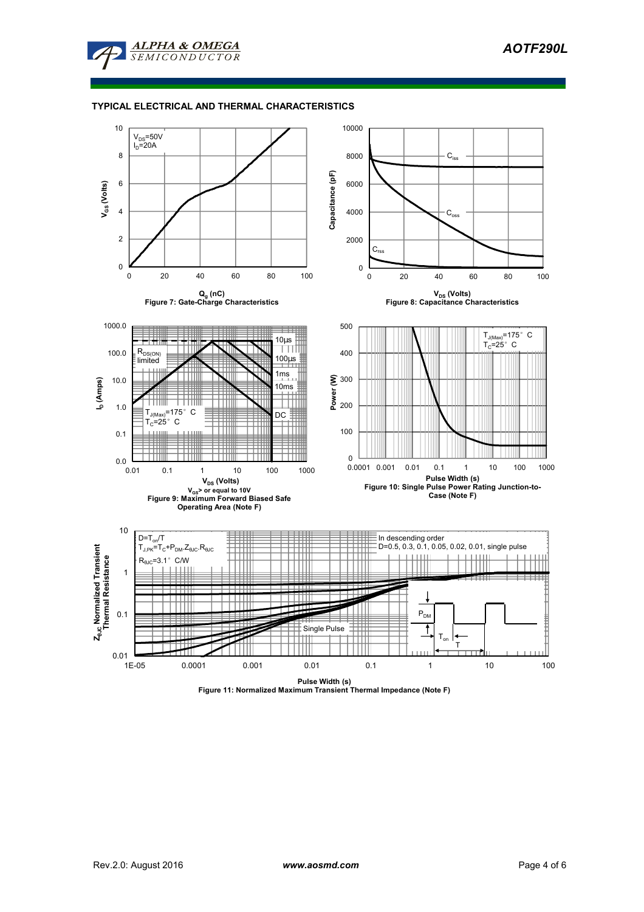## TYPICAL ELECTRICAL AND THERMAL CHARACTERISTICS

$V_{DS}$=50V
$I_D$=20A

$Q_g$ (nC)

Figure 7: Gate-Charge Characteristics

$V_{DS}$ (Volts)

Figure 8: Capacitance Characteristics

$R_{DS(ON)}$ limited

10µs
100µs
1ms
10ms
DC

$T_{J(Max)}$=175° C
$T_C$=25° C

$V_{DS}$ (Volts)
$V_{GS}$> or equal to 10V

Figure 9: Maximum Forward Biased Safe Operating Area (Note F)

$T_{J(Max)}$=175° C
$T_C$=25° C

Pulse Width (s)

Figure 10: Single Pulse Power Rating Junction-to-Case (Note F)

$D=T_{on}/T$
$T_{J,PK}=T_C+P_{DM}.Z_{\theta JC}.R_{\theta JC}$
$R_{\theta JC}$=3.1° C/W

In descending order
D=0.5, 0.3, 0.1, 0.05, 0.02, 0.01, single pulse

Single Pulse

Pulse Width (s)

Figure 11: Normalized Maximum Transient Thermal Impedance (Note F)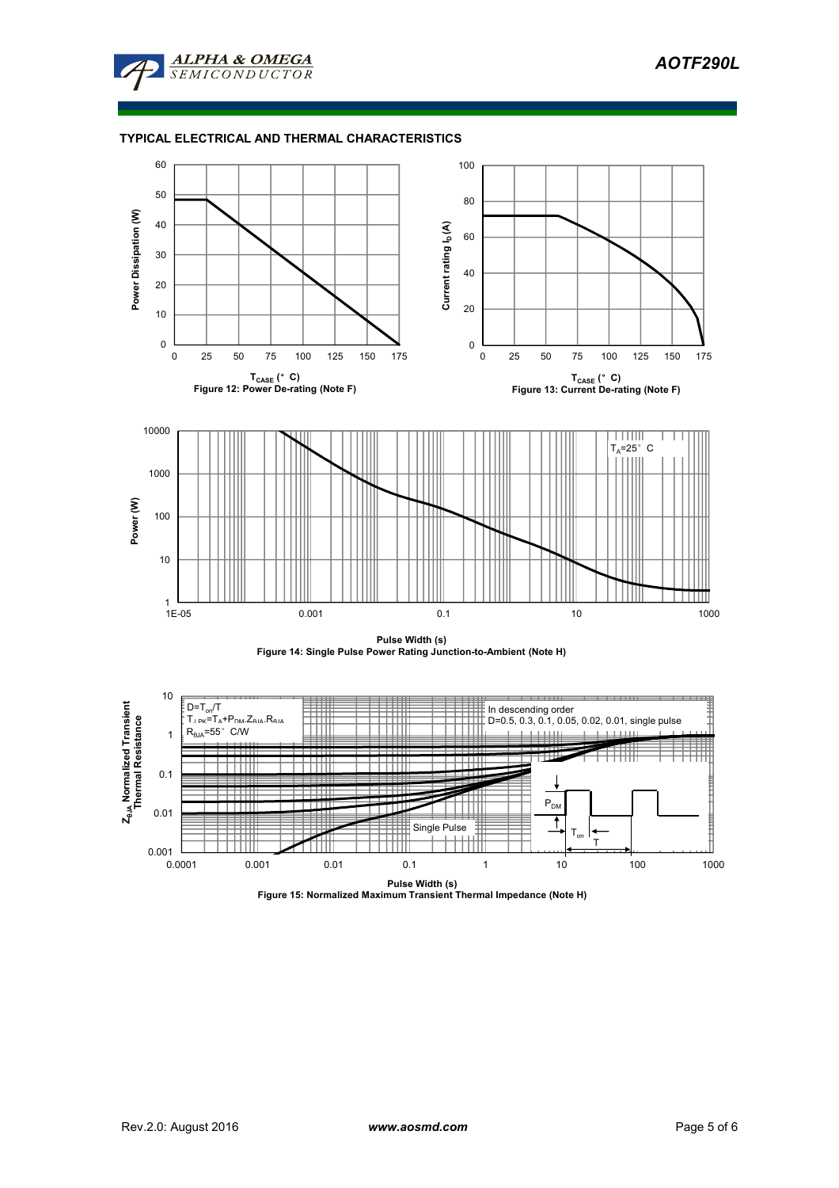## TYPICAL ELECTRICAL AND THERMAL CHARACTERISTICS

Figure 12: Power De-rating (Note F)

Figure 13: Current De-rating (Note F)

Figure 14: Single Pulse Power Rating Junction-to-Ambient (Note H)

Figure 15: Normalized Maximum Transient Thermal Impedance (Note H)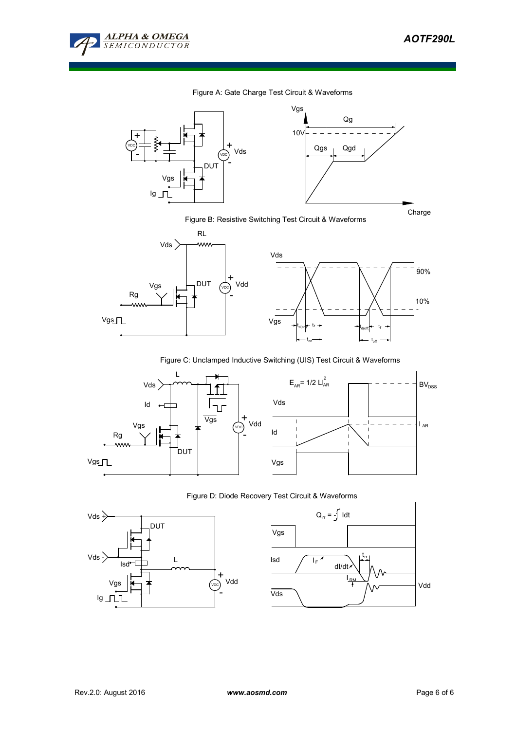Figure A: Gate Charge Test Circuit & Waveforms

Vgs
Qg
10V
Qgs
Qgd
+
VDC
-
+
VDC
Vds
-
DUT
Vgs
Ig
Charge

Figure B: Resistive Switching Test Circuit & Waveforms

RL
Vds
DUT
Vgs
Rg
+
VDC
Vdd
-
Vgs
Vds
90%
10%
Vgs
$t_{d(on)}$
$t_r$
$t_{on}$
$t_{d(off)}$
$t_f$
$t_{off}$

Figure C: Unclamped Inductive Switching (UIS) Test Circuit & Waveforms

L
Vds
Id
Vgs
Vgs
Rg
DUT
+
VDC
Vdd
-
Vgs
$E_{AR} = 1/2\ LI_{AR}^2$
$BV_{DSS}$
Vds
Id
$I_{AR}$
Vgs

Figure D: Diode Recovery Test Circuit & Waveforms

Vds +
DUT
Vds -
Isd
L
Vgs
+
VDC
Vdd
-
Ig
$Q_{rr} = -\int Idt$
Vgs
Isd
$I_F$
dI/dt
$t_{rr}$
$I_{RM}$
Vdd
Vds